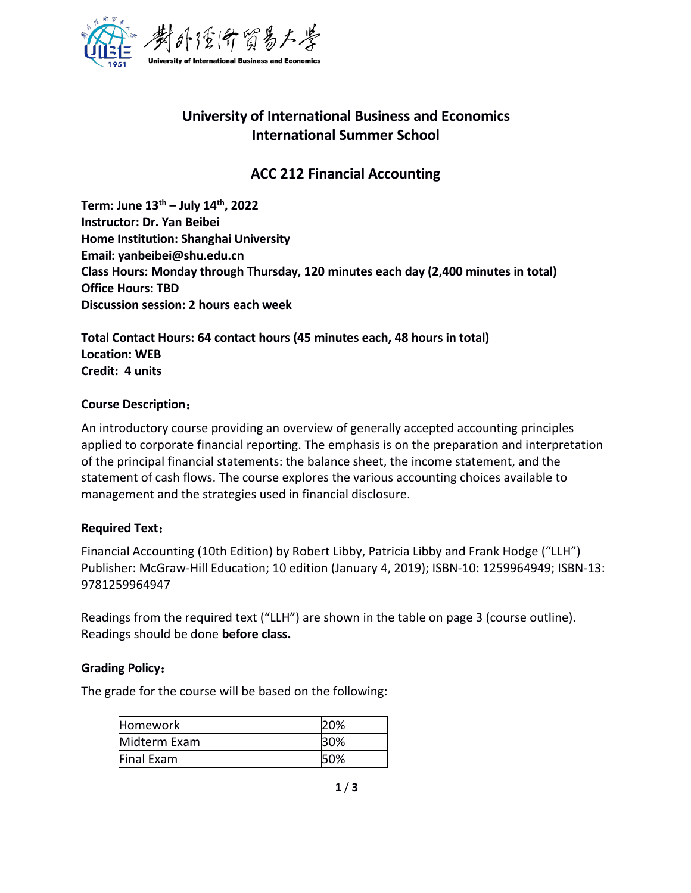# University of International Business and Economics
# International Summer School

## ACC 212 Financial Accounting

**Term: June 13th – July 14th, 2022**
**Instructor: Dr. Yan Beibei**
**Home Institution: Shanghai University**
**Email: yanbeibei@shu.edu.cn**
**Class Hours: Monday through Thursday, 120 minutes each day (2,400 minutes in total)**
**Office Hours: TBD**
**Discussion session: 2 hours each week**

**Total Contact Hours: 64 contact hours (45 minutes each, 48 hours in total)**
**Location: WEB**
**Credit: 4 units**

### Course Description：

An introductory course providing an overview of generally accepted accounting principles applied to corporate financial reporting. The emphasis is on the preparation and interpretation of the principal financial statements: the balance sheet, the income statement, and the statement of cash flows. The course explores the various accounting choices available to management and the strategies used in financial disclosure.

### Required Text：

Financial Accounting (10th Edition) by Robert Libby, Patricia Libby and Frank Hodge ("LLH") Publisher: McGraw-Hill Education; 10 edition (January 4, 2019); ISBN-10: 1259964949; ISBN-13: 9781259964947

Readings from the required text ("LLH") are shown in the table on page 3 (course outline). Readings should be done **before class.**

### Grading Policy：

The grade for the course will be based on the following:

| Homework | 20% |
|---|---|
| Midterm Exam | 30% |
| Final Exam | 50% |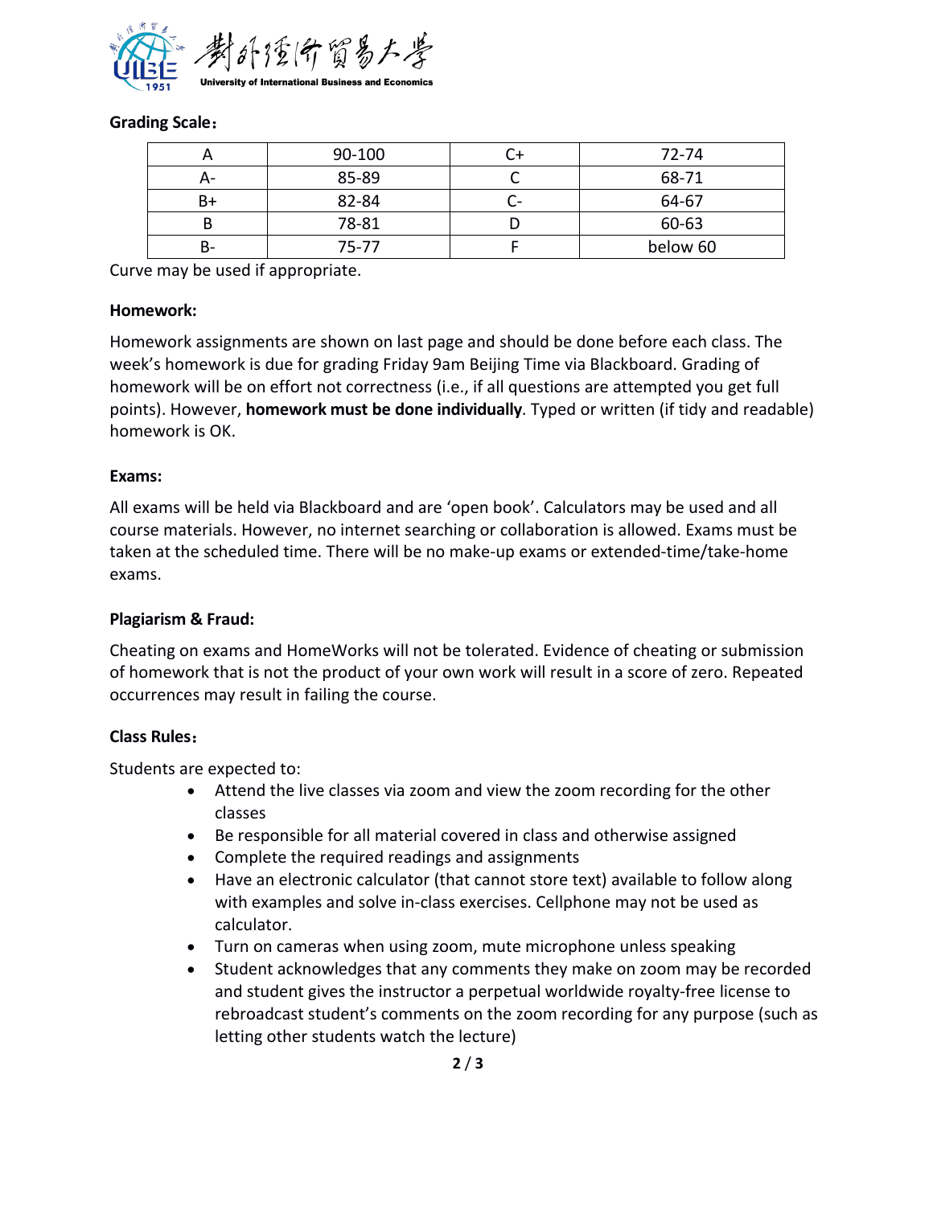**Grading Scale**：

| A | 90-100 | C+ | 72-74 |
| --- | --- | --- | --- |
| A- | 85-89 | C | 68-71 |
| B+ | 82-84 | C- | 64-67 |
| B | 78-81 | D | 60-63 |
| B- | 75-77 | F | below 60 |

Curve may be used if appropriate.

**Homework:**

Homework assignments are shown on last page and should be done before each class. The week's homework is due for grading Friday 9am Beijing Time via Blackboard. Grading of homework will be on effort not correctness (i.e., if all questions are attempted you get full points). However, **homework must be done individually**. Typed or written (if tidy and readable) homework is OK.

**Exams:**

All exams will be held via Blackboard and are 'open book'. Calculators may be used and all course materials. However, no internet searching or collaboration is allowed. Exams must be taken at the scheduled time. There will be no make-up exams or extended-time/take-home exams.

**Plagiarism & Fraud:**

Cheating on exams and HomeWorks will not be tolerated. Evidence of cheating or submission of homework that is not the product of your own work will result in a score of zero. Repeated occurrences may result in failing the course.

**Class Rules**：

Students are expected to:

- Attend the live classes via zoom and view the zoom recording for the other classes
- Be responsible for all material covered in class and otherwise assigned
- Complete the required readings and assignments
- Have an electronic calculator (that cannot store text) available to follow along with examples and solve in-class exercises. Cellphone may not be used as calculator.
- Turn on cameras when using zoom, mute microphone unless speaking
- Student acknowledges that any comments they make on zoom may be recorded and student gives the instructor a perpetual worldwide royalty-free license to rebroadcast student's comments on the zoom recording for any purpose (such as letting other students watch the lecture)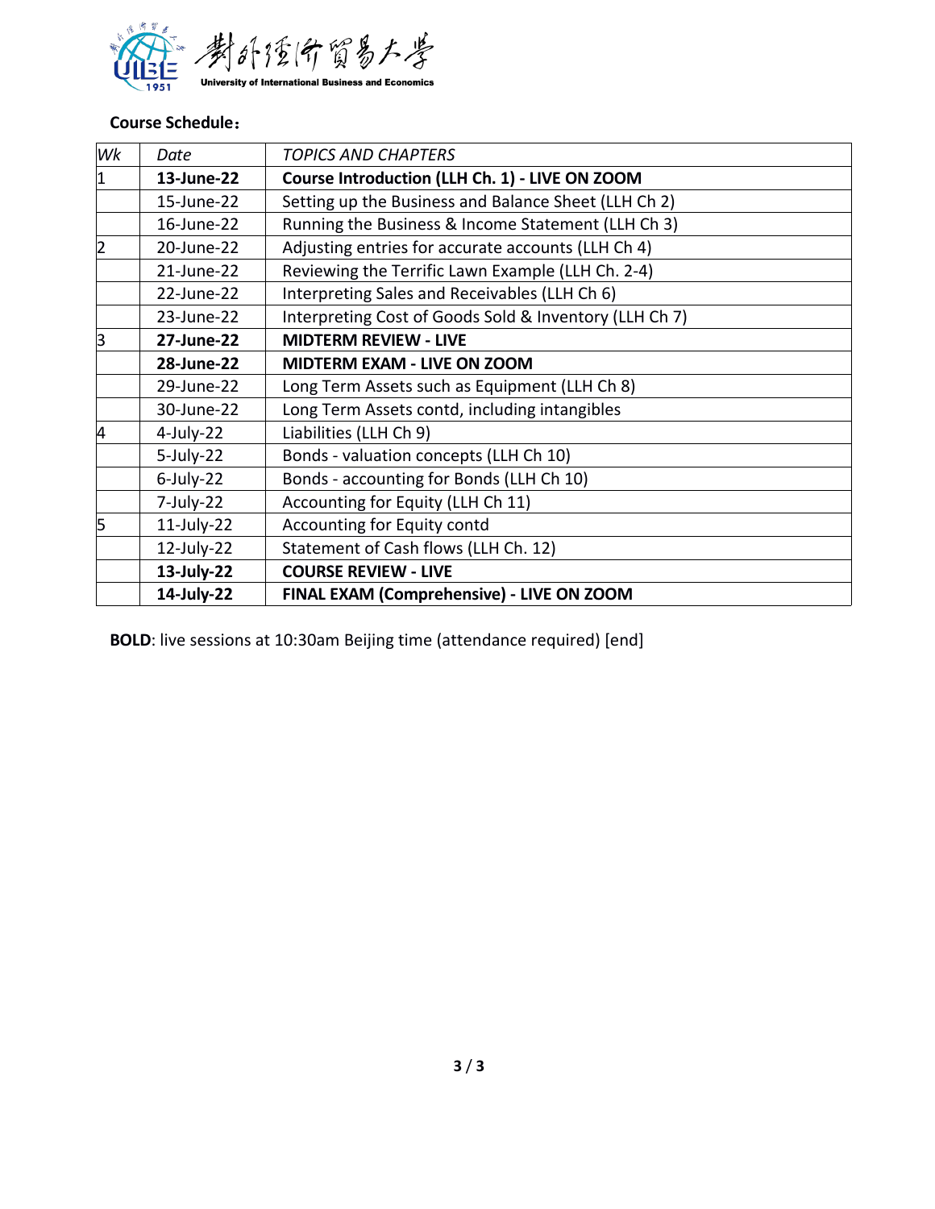**Course Schedule：**

| *Wk* | *Date* | *TOPICS AND CHAPTERS* |
|---|---|---|
| 1 | **13-June-22** | **Course Introduction (LLH Ch. 1) - LIVE ON ZOOM** |
| | 15-June-22 | Setting up the Business and Balance Sheet (LLH Ch 2) |
| | 16-June-22 | Running the Business & Income Statement (LLH Ch 3) |
| 2 | 20-June-22 | Adjusting entries for accurate accounts (LLH Ch 4) |
| | 21-June-22 | Reviewing the Terrific Lawn Example (LLH Ch. 2-4) |
| | 22-June-22 | Interpreting Sales and Receivables (LLH Ch 6) |
| | 23-June-22 | Interpreting Cost of Goods Sold & Inventory (LLH Ch 7) |
| 3 | **27-June-22** | **MIDTERM REVIEW - LIVE** |
| | **28-June-22** | **MIDTERM EXAM - LIVE ON ZOOM** |
| | 29-June-22 | Long Term Assets such as Equipment (LLH Ch 8) |
| | 30-June-22 | Long Term Assets contd, including intangibles |
| 4 | 4-July-22 | Liabilities (LLH Ch 9) |
| | 5-July-22 | Bonds - valuation concepts (LLH Ch 10) |
| | 6-July-22 | Bonds - accounting for Bonds (LLH Ch 10) |
| | 7-July-22 | Accounting for Equity (LLH Ch 11) |
| 5 | 11-July-22 | Accounting for Equity contd |
| | 12-July-22 | Statement of Cash flows (LLH Ch. 12) |
| | **13-July-22** | **COURSE REVIEW - LIVE** |
| | **14-July-22** | **FINAL EXAM (Comprehensive) - LIVE ON ZOOM** |

**BOLD**: live sessions at 10:30am Beijing time (attendance required) [end]